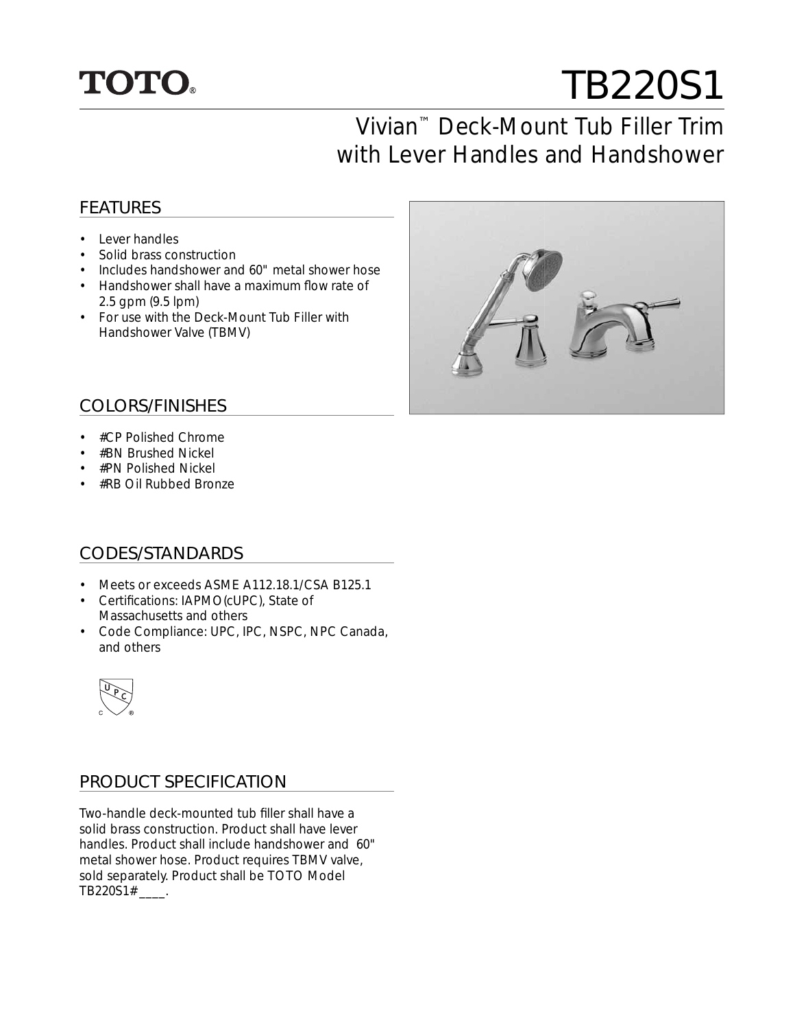TOTO®

# TB220S1

## Vivian™ Deck-Mount Tub Filler Trim with Lever Handles and Handshower

### FEATURES

- Lever handles
- Solid brass construction
- Includes handshower and 60" metal shower hose
- Handshower shall have a maximum flow rate of 2.5 gpm (9.5 lpm)
- For use with the Deck-Mount Tub Filler with Handshower Valve (TBMV)

### COLORS/FINISHES

- #CP Polished Chrome
- #BN Brushed Nickel
- #PN Polished Nickel
- #RB Oil Rubbed Bronze

### CODES/STANDARDS

- Meets or exceeds ASME A112.18.1/CSA B125.1
- Certifications: IAPMO(cUPC), State of Massachusetts and others
- Code Compliance: UPC, IPC, NSPC, NPC Canada, and others

### PRODUCT SPECIFICATION

Two-handle deck-mounted tub filler shall have a solid brass construction. Product shall have lever handles. Product shall include handshower and 60" metal shower hose. Product requires TBMV valve, sold separately. Product shall be TOTO Model TB220S1#____.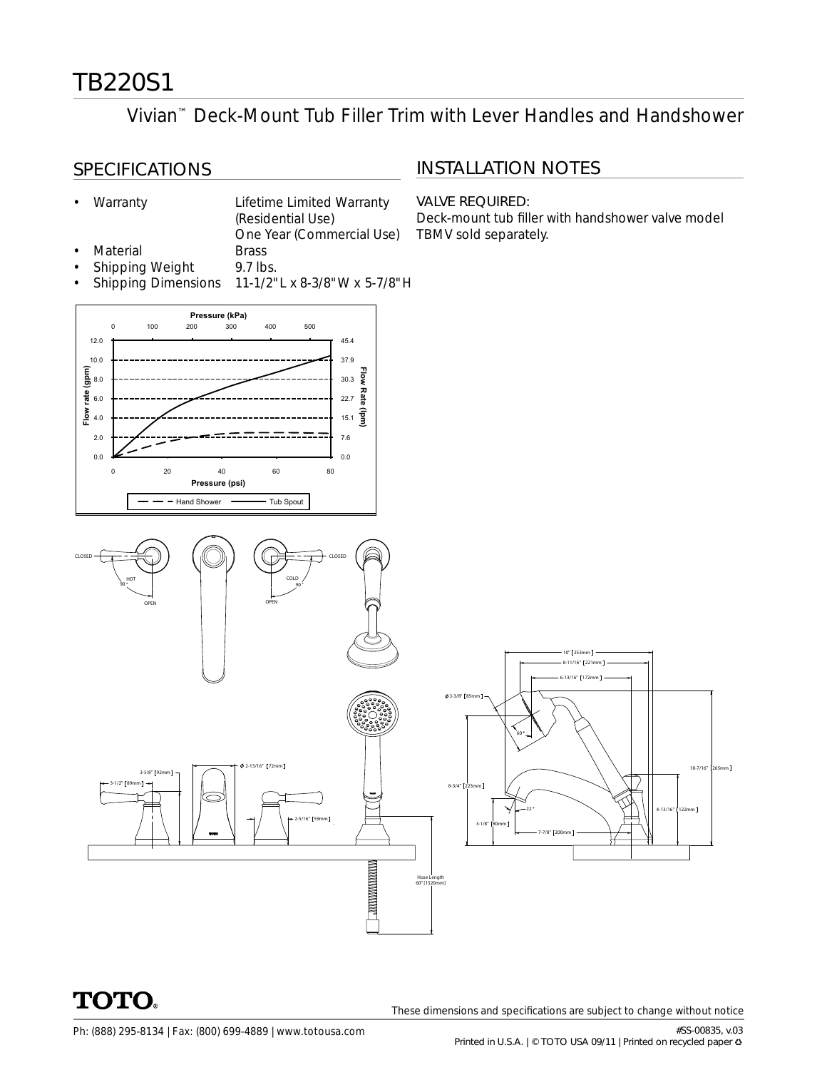# TB220S1

## Vivian™ Deck-Mount Tub Filler Trim with Lever Handles and Handshower

## SPECIFICATIONS

- Warranty — Lifetime Limited Warranty (Residential Use) One Year (Commercial Use)
- Material — Brass
- Shipping Weight — 9.7 lbs.
- Shipping Dimensions — 11-1/2" L x 8-3/8" W x 5-7/8" H

Pressure (kPa)
0 100 200 300 400 500
Flow rate (gpm)
12.0 10.0 8.0 6.0 4.0 2.0 0.0
Flow Rate (lpm)
45.4 37.9 30.3 22.7 15.1 7.6 0.0
0 20 40 60 80
Pressure (psi)
Hand Shower
Tub Spout

## INSTALLATION NOTES

VALVE REQUIRED:
Deck-mount tub filler with handshower valve model TBMV sold separately.

CLOSED
HOT
90°
OPEN
COLD
90°
OPEN
CLOSED

3-5/8" [92mm]
3-1/2" [89mm]
ϕ 2-13/16" [72mm]
2-5/16" [59mm]
Hose Length 60" [1520mm]

10" [253mm]
8-11/16" [221mm]
6-13/16" [172mm]
ϕ 3-3/8" [85mm]
60°
8-3/4" [223mm]
22°
3-1/8" [80mm]
7-7/8" [200mm]
10-7/16" [265mm]
4-13/16" [122mm]

These dimensions and specifications are subject to change without notice

Ph: (888) 295-8134 | Fax: (800) 699-4889 | www.totousa.com

#SS-00835, v.03
Printed in U.S.A. | © TOTO USA 09/11 | Printed on recycled paper